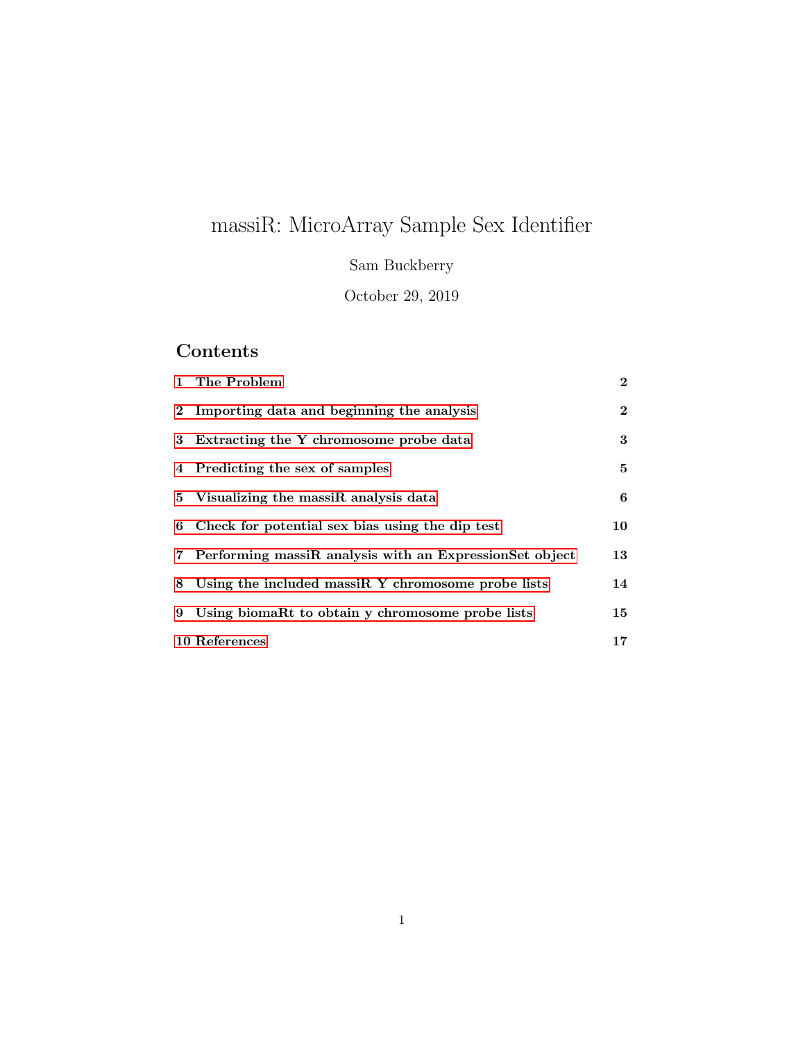# massiR: MicroArray Sample Sex Identifier

Sam Buckberry

October 29, 2019

## Contents

| | |
|---|---|
| **1 The Problem** | **2** |
| **2 Importing data and beginning the analysis** | **2** |
| **3 Extracting the Y chromosome probe data** | **3** |
| **4 Predicting the sex of samples** | **5** |
| **5 Visualizing the massiR analysis data** | **6** |
| **6 Check for potential sex bias using the dip test** | **10** |
| **7 Performing massiR analysis with an ExpressionSet object** | **13** |
| **8 Using the included massiR Y chromosome probe lists** | **14** |
| **9 Using biomaRt to obtain y chromosome probe lists** | **15** |
| **10 References** | **17** |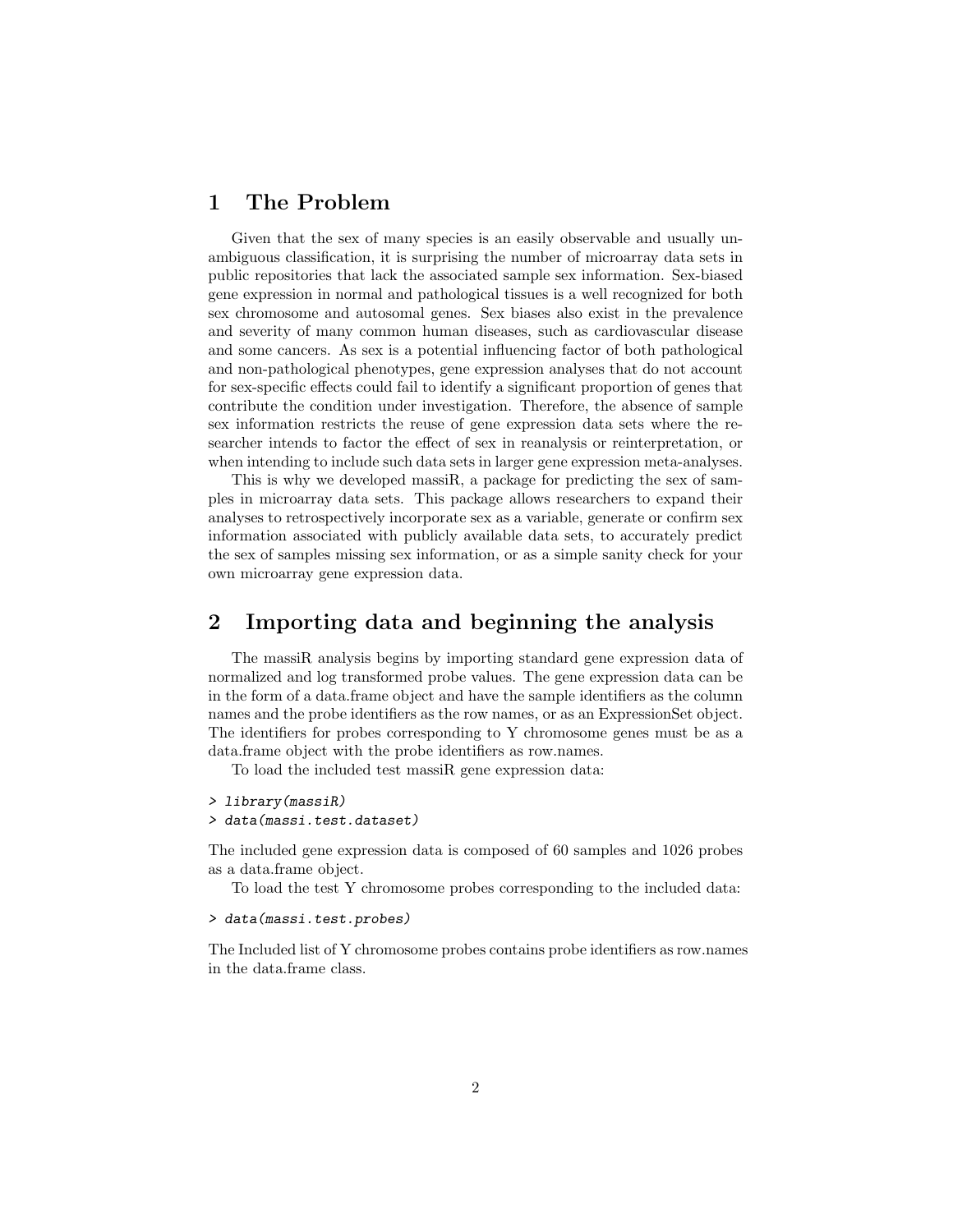# 1 The Problem

Given that the sex of many species is an easily observable and usually unambiguous classification, it is surprising the number of microarray data sets in public repositories that lack the associated sample sex information. Sex-biased gene expression in normal and pathological tissues is a well recognized for both sex chromosome and autosomal genes. Sex biases also exist in the prevalence and severity of many common human diseases, such as cardiovascular disease and some cancers. As sex is a potential influencing factor of both pathological and non-pathological phenotypes, gene expression analyses that do not account for sex-specific effects could fail to identify a significant proportion of genes that contribute the condition under investigation. Therefore, the absence of sample sex information restricts the reuse of gene expression data sets where the researcher intends to factor the effect of sex in reanalysis or reinterpretation, or when intending to include such data sets in larger gene expression meta-analyses.

This is why we developed massiR, a package for predicting the sex of samples in microarray data sets. This package allows researchers to expand their analyses to retrospectively incorporate sex as a variable, generate or confirm sex information associated with publicly available data sets, to accurately predict the sex of samples missing sex information, or as a simple sanity check for your own microarray gene expression data.

# 2 Importing data and beginning the analysis

The massiR analysis begins by importing standard gene expression data of normalized and log transformed probe values. The gene expression data can be in the form of a data.frame object and have the sample identifiers as the column names and the probe identifiers as the row names, or as an ExpressionSet object. The identifiers for probes corresponding to Y chromosome genes must be as a data.frame object with the probe identifiers as row.names.

To load the included test massiR gene expression data:

```
> library(massiR)
> data(massi.test.dataset)
```

The included gene expression data is composed of 60 samples and 1026 probes as a data.frame object.

To load the test Y chromosome probes corresponding to the included data:

```
> data(massi.test.probes)
```

The Included list of Y chromosome probes contains probe identifiers as row.names in the data.frame class.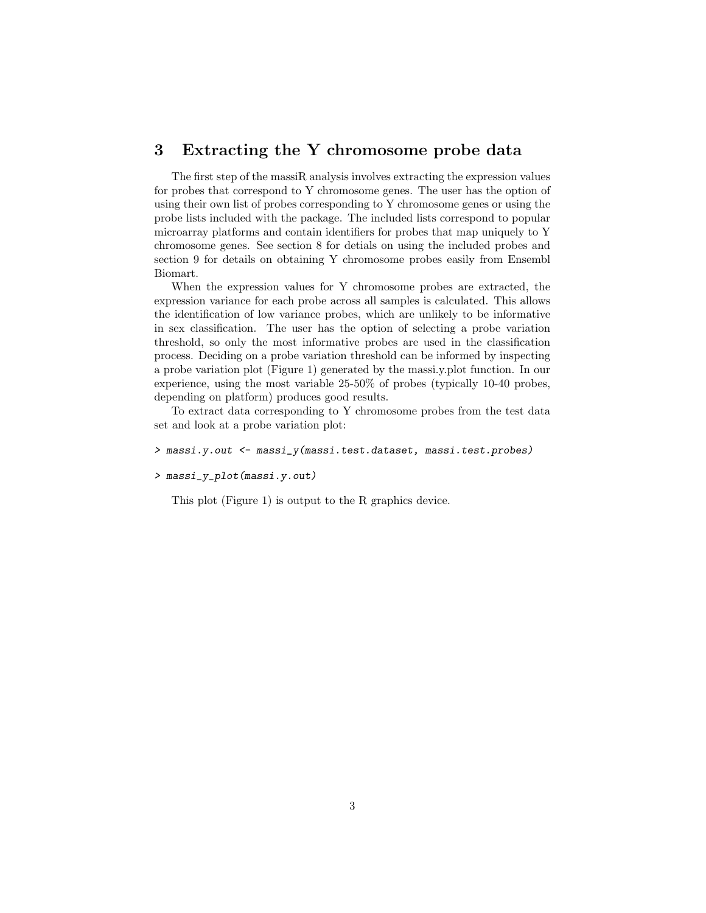# 3 Extracting the Y chromosome probe data

The first step of the massiR analysis involves extracting the expression values for probes that correspond to Y chromosome genes. The user has the option of using their own list of probes corresponding to Y chromosome genes or using the probe lists included with the package. The included lists correspond to popular microarray platforms and contain identifiers for probes that map uniquely to Y chromosome genes. See section 8 for detials on using the included probes and section 9 for details on obtaining Y chromosome probes easily from Ensembl Biomart.

When the expression values for Y chromosome probes are extracted, the expression variance for each probe across all samples is calculated. This allows the identification of low variance probes, which are unlikely to be informative in sex classification. The user has the option of selecting a probe variation threshold, so only the most informative probes are used in the classification process. Deciding on a probe variation threshold can be informed by inspecting a probe variation plot (Figure 1) generated by the massi.y.plot function. In our experience, using the most variable 25-50% of probes (typically 10-40 probes, depending on platform) produces good results.

To extract data corresponding to Y chromosome probes from the test data set and look at a probe variation plot:

```
> massi.y.out <- massi_y(massi.test.dataset, massi.test.probes)
```

```
> massi_y_plot(massi.y.out)
```

This plot (Figure 1) is output to the R graphics device.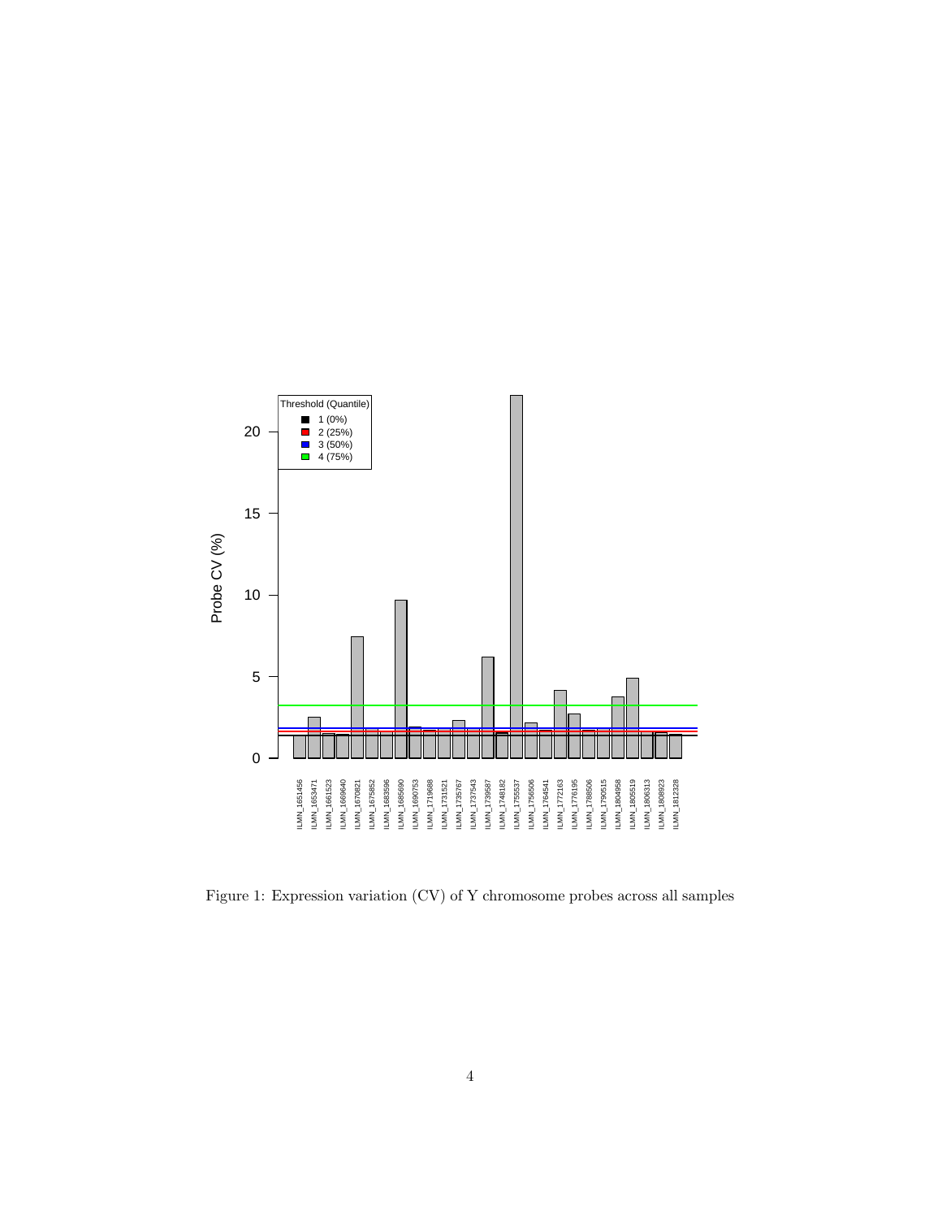Figure 1: Expression variation (CV) of Y chromosome probes across all samples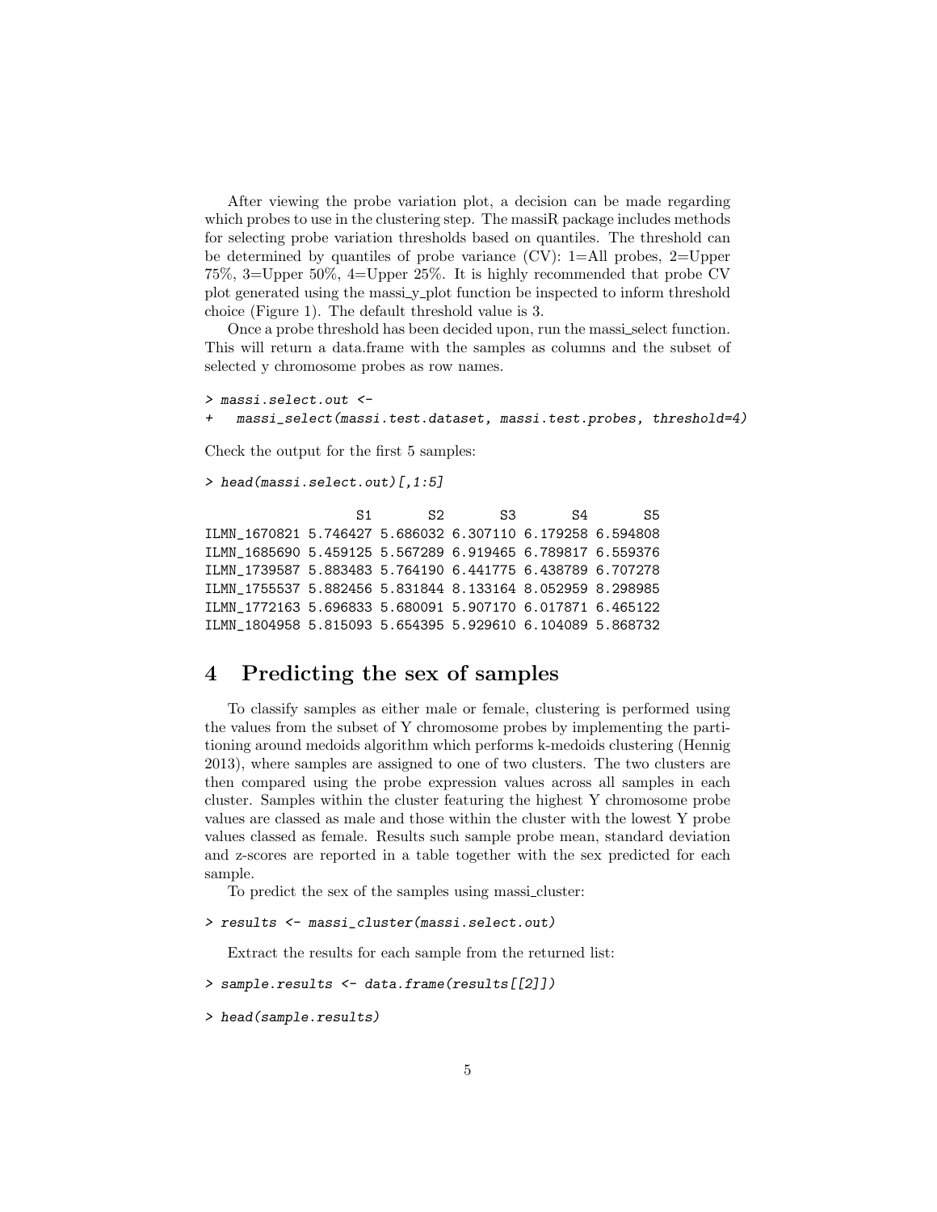After viewing the probe variation plot, a decision can be made regarding which probes to use in the clustering step. The massiR package includes methods for selecting probe variation thresholds based on quantiles. The threshold can be determined by quantiles of probe variance (CV): 1=All probes, 2=Upper 75%, 3=Upper 50%, 4=Upper 25%. It is highly recommended that probe CV plot generated using the massi_y_plot function be inspected to inform threshold choice (Figure 1). The default threshold value is 3.

Once a probe threshold has been decided upon, run the massi_select function. This will return a data.frame with the samples as columns and the subset of selected y chromosome probes as row names.

```
> massi.select.out <-
+   massi_select(massi.test.dataset, massi.test.probes, threshold=4)
```

Check the output for the first 5 samples:

```
> head(massi.select.out)[,1:5]
```

```
                   S1       S2       S3       S4       S5
ILMN_1670821 5.746427 5.686032 6.307110 6.179258 6.594808
ILMN_1685690 5.459125 5.567289 6.919465 6.789817 6.559376
ILMN_1739587 5.883483 5.764190 6.441775 6.438789 6.707278
ILMN_1755537 5.882456 5.831844 8.133164 8.052959 8.298985
ILMN_1772163 5.696833 5.680091 5.907170 6.017871 6.465122
ILMN_1804958 5.815093 5.654395 5.929610 6.104089 5.868732
```

# 4 Predicting the sex of samples

To classify samples as either male or female, clustering is performed using the values from the subset of Y chromosome probes by implementing the partitioning around medoids algorithm which performs k-medoids clustering (Hennig 2013), where samples are assigned to one of two clusters. The two clusters are then compared using the probe expression values across all samples in each cluster. Samples within the cluster featuring the highest Y chromosome probe values are classed as male and those within the cluster with the lowest Y probe values classed as female. Results such sample probe mean, standard deviation and z-scores are reported in a table together with the sex predicted for each sample.

To predict the sex of the samples using massi_cluster:

```
> results <- massi_cluster(massi.select.out)
```

Extract the results for each sample from the returned list:

```
> sample.results <- data.frame(results[[2]])
```

```
> head(sample.results)
```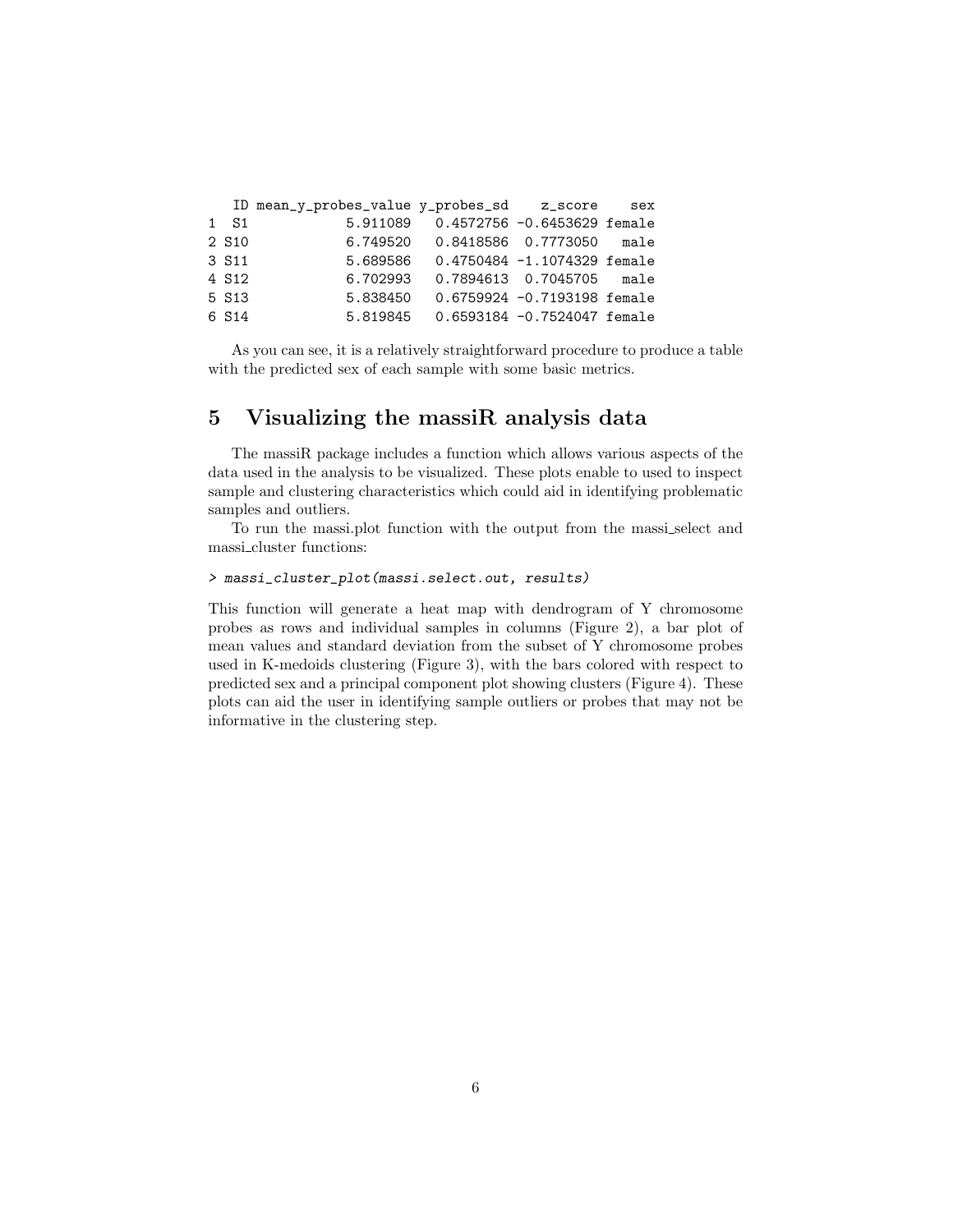```
   ID mean_y_probes_value y_probes_sd    z_score    sex
1  S1            5.911089   0.4572756 -0.6453629 female
2 S10            6.749520   0.8418586  0.7773050   male
3 S11            5.689586   0.4750484 -1.1074329 female
4 S12            6.702993   0.7894613  0.7045705   male
5 S13            5.838450   0.6759924 -0.7193198 female
6 S14            5.819845   0.6593184 -0.7524047 female
```

As you can see, it is a relatively straightforward procedure to produce a table with the predicted sex of each sample with some basic metrics.

## 5 Visualizing the massiR analysis data

The massiR package includes a function which allows various aspects of the data used in the analysis to be visualized. These plots enable to used to inspect sample and clustering characteristics which could aid in identifying problematic samples and outliers.

To run the massi.plot function with the output from the massi_select and massi_cluster functions:

```
> massi_cluster_plot(massi.select.out, results)
```

This function will generate a heat map with dendrogram of Y chromosome probes as rows and individual samples in columns (Figure 2), a bar plot of mean values and standard deviation from the subset of Y chromosome probes used in K-medoids clustering (Figure 3), with the bars colored with respect to predicted sex and a principal component plot showing clusters (Figure 4). These plots can aid the user in identifying sample outliers or probes that may not be informative in the clustering step.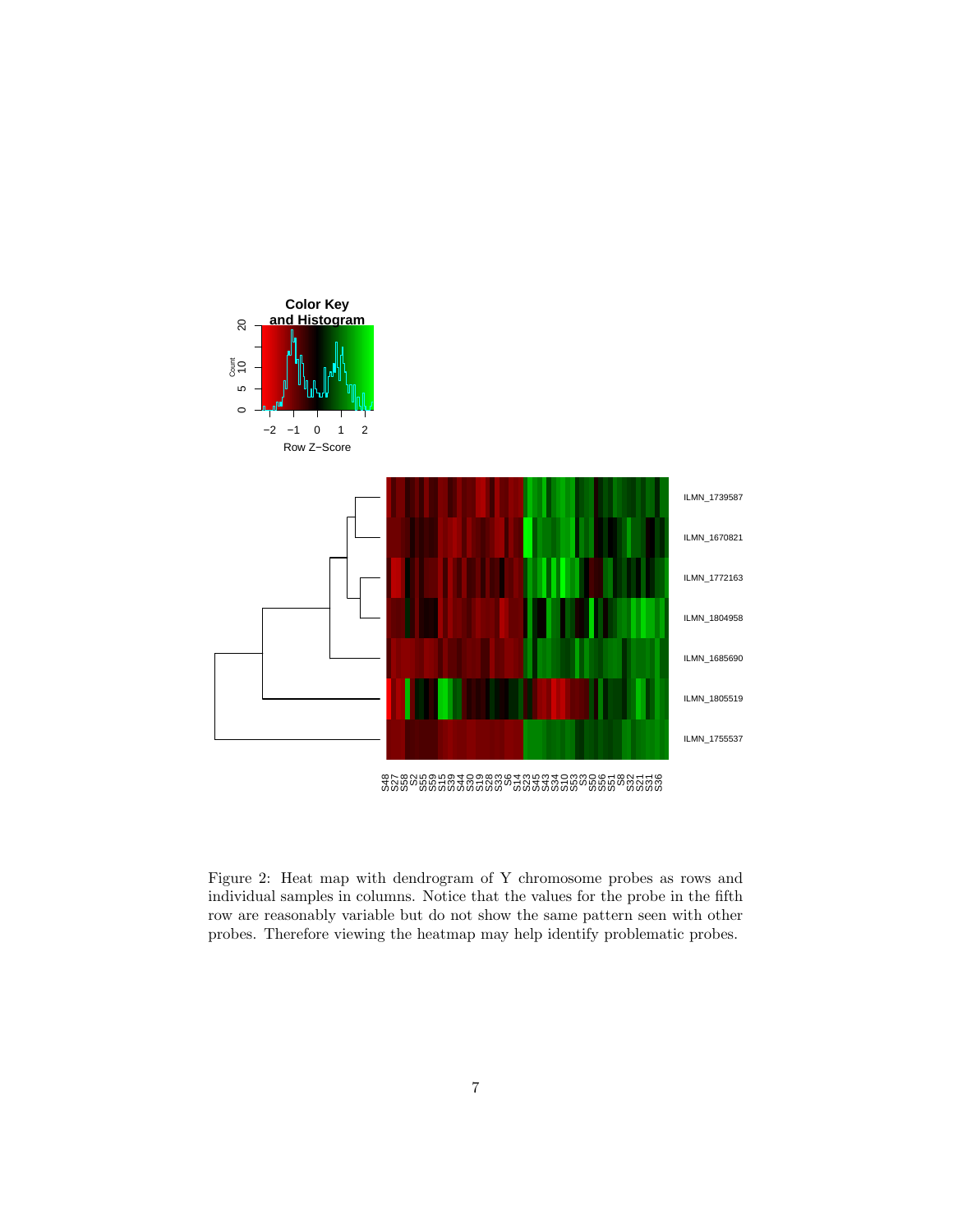Figure 2: Heat map with dendrogram of Y chromosome probes as rows and individual samples in columns. Notice that the values for the probe in the fifth row are reasonably variable but do not show the same pattern seen with other probes. Therefore viewing the heatmap may help identify problematic probes.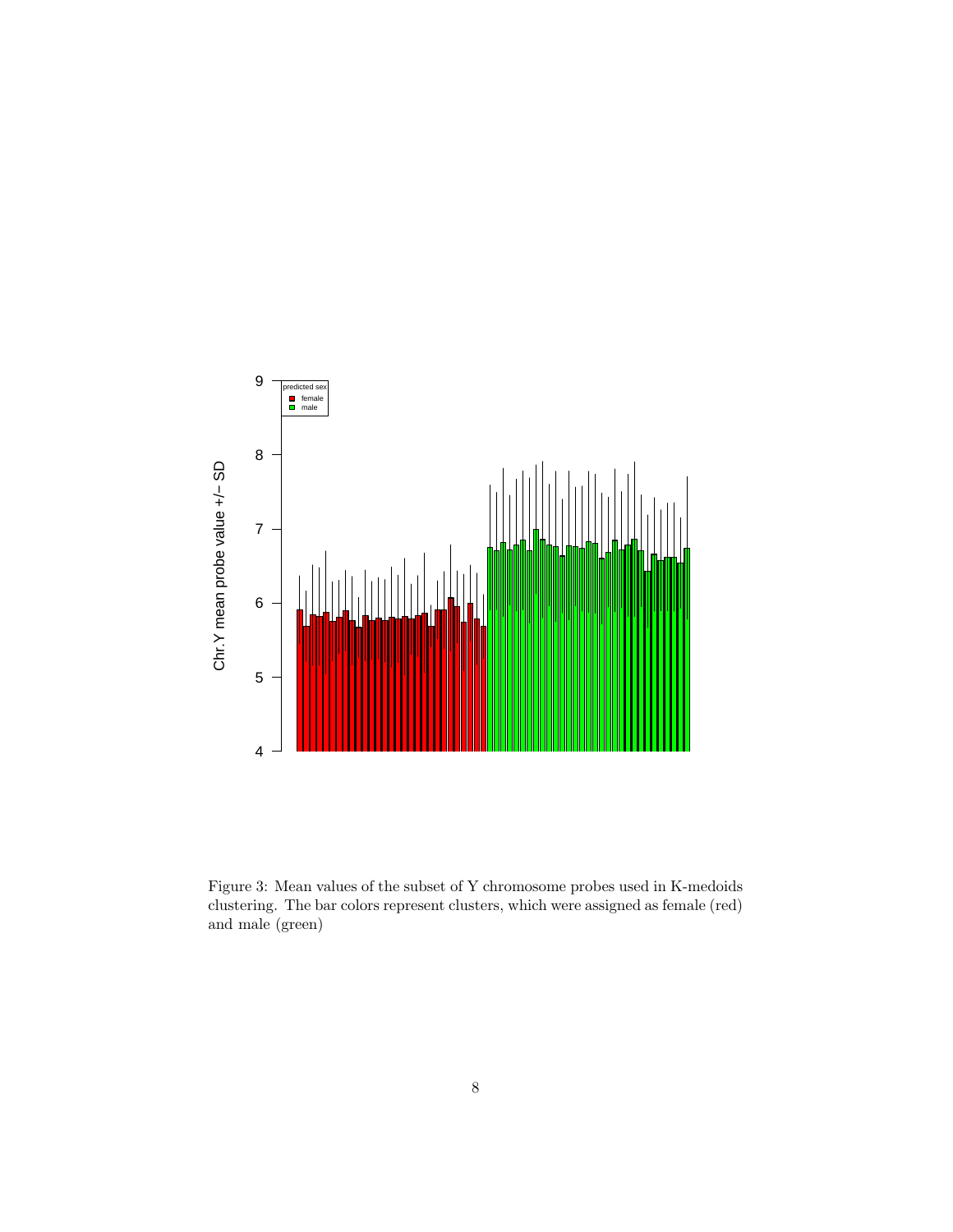Figure 3: Mean values of the subset of Y chromosome probes used in K-medoids clustering. The bar colors represent clusters, which were assigned as female (red) and male (green)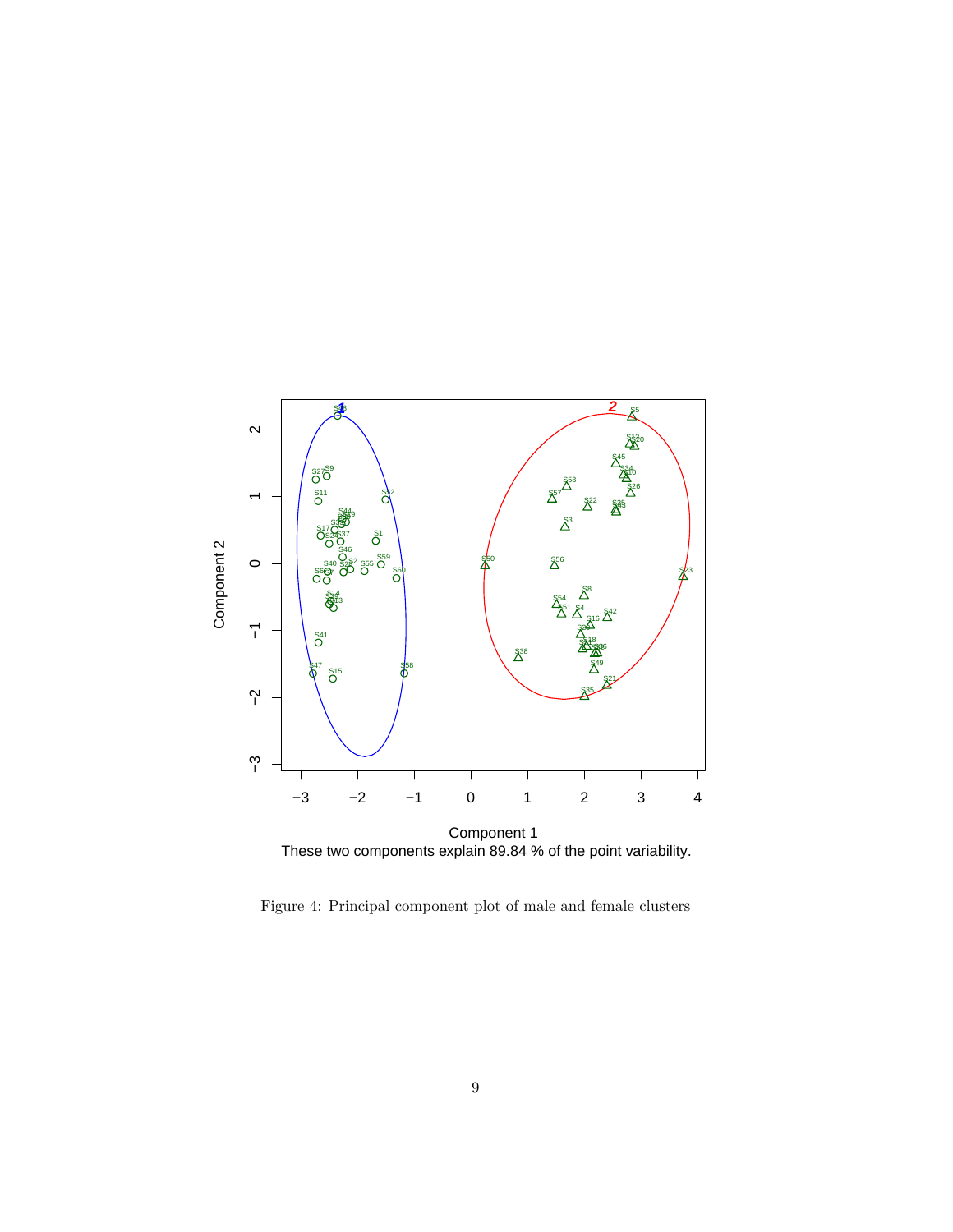Component 1
These two components explain 89.84 % of the point variability.

Figure 4: Principal component plot of male and female clusters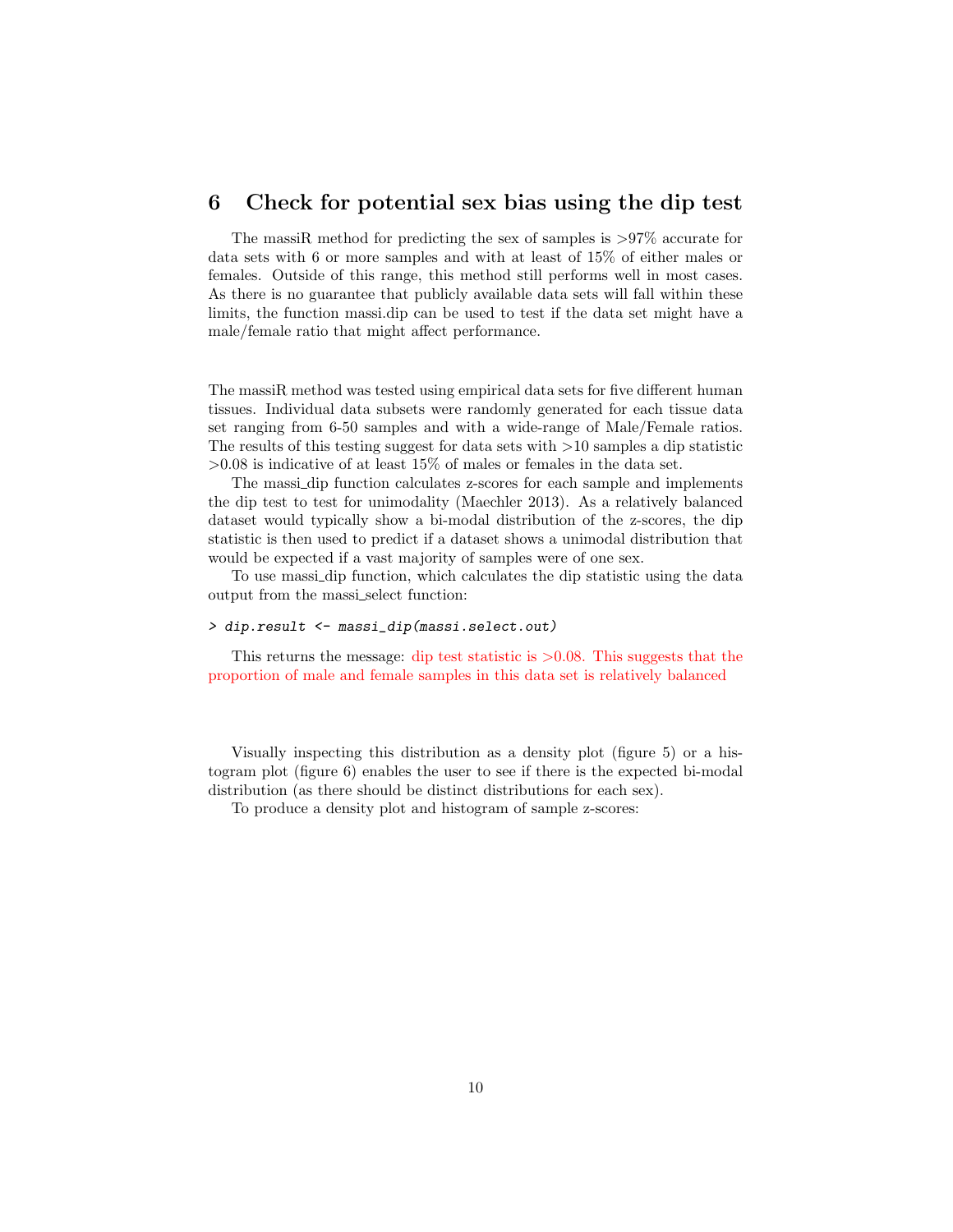## 6 Check for potential sex bias using the dip test

The massiR method for predicting the sex of samples is >97% accurate for data sets with 6 or more samples and with at least of 15% of either males or females. Outside of this range, this method still performs well in most cases. As there is no guarantee that publicly available data sets will fall within these limits, the function massi.dip can be used to test if the data set might have a male/female ratio that might affect performance.

The massiR method was tested using empirical data sets for five different human tissues. Individual data subsets were randomly generated for each tissue data set ranging from 6-50 samples and with a wide-range of Male/Female ratios. The results of this testing suggest for data sets with >10 samples a dip statistic >0.08 is indicative of at least 15% of males or females in the data set.

The massi_dip function calculates z-scores for each sample and implements the dip test to test for unimodality (Maechler 2013). As a relatively balanced dataset would typically show a bi-modal distribution of the z-scores, the dip statistic is then used to predict if a dataset shows a unimodal distribution that would be expected if a vast majority of samples were of one sex.

To use massi_dip function, which calculates the dip statistic using the data output from the massi_select function:

```
> dip.result <- massi_dip(massi.select.out)
```

This returns the message: dip test statistic is >0.08. This suggests that the proportion of male and female samples in this data set is relatively balanced

Visually inspecting this distribution as a density plot (figure 5) or a histogram plot (figure 6) enables the user to see if there is the expected bi-modal distribution (as there should be distinct distributions for each sex).

To produce a density plot and histogram of sample z-scores: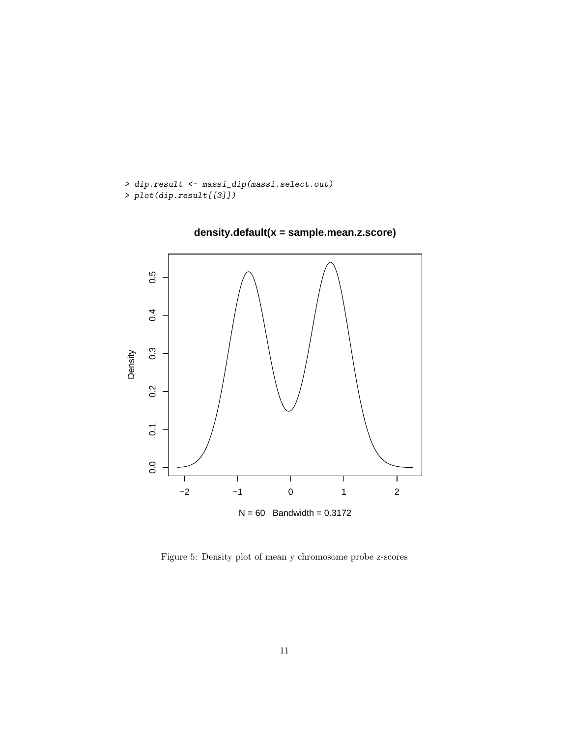```
> dip.result <- massi_dip(massi.select.out)
> plot(dip.result[[3]])
```

Figure 5: Density plot of mean y chromosome probe z-scores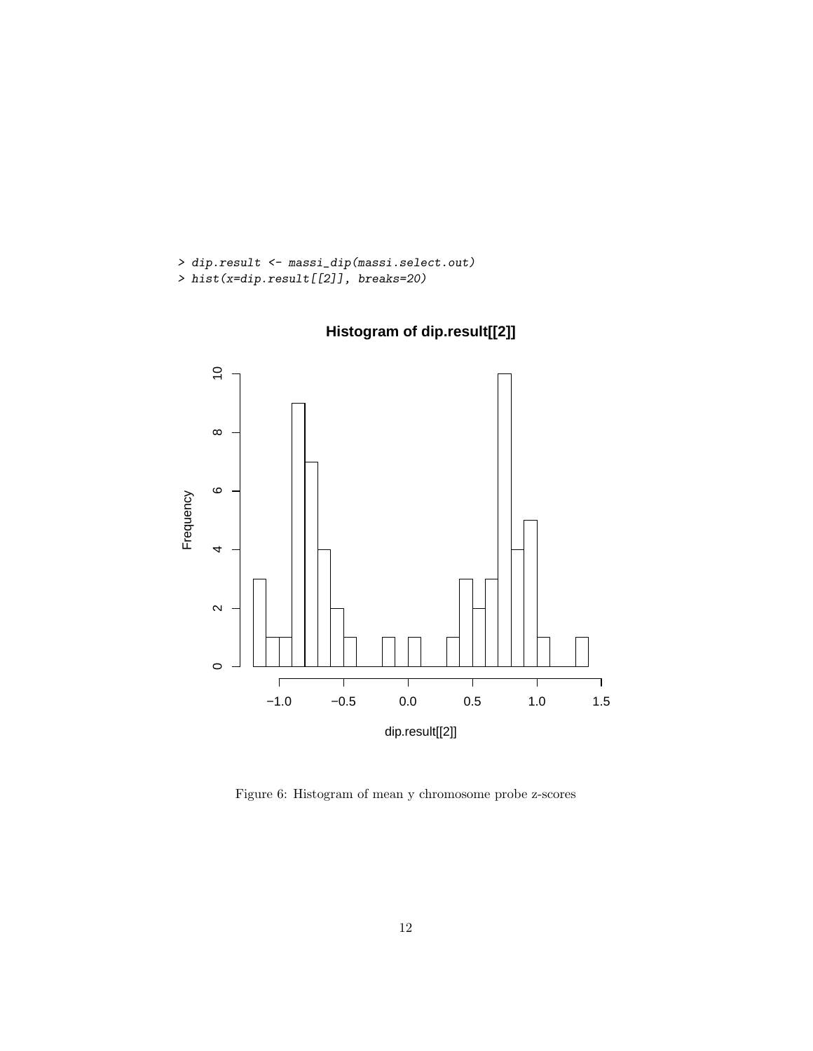```
> dip.result <- massi_dip(massi.select.out)
> hist(x=dip.result[[2]], breaks=20)
```

Figure 6: Histogram of mean y chromosome probe z-scores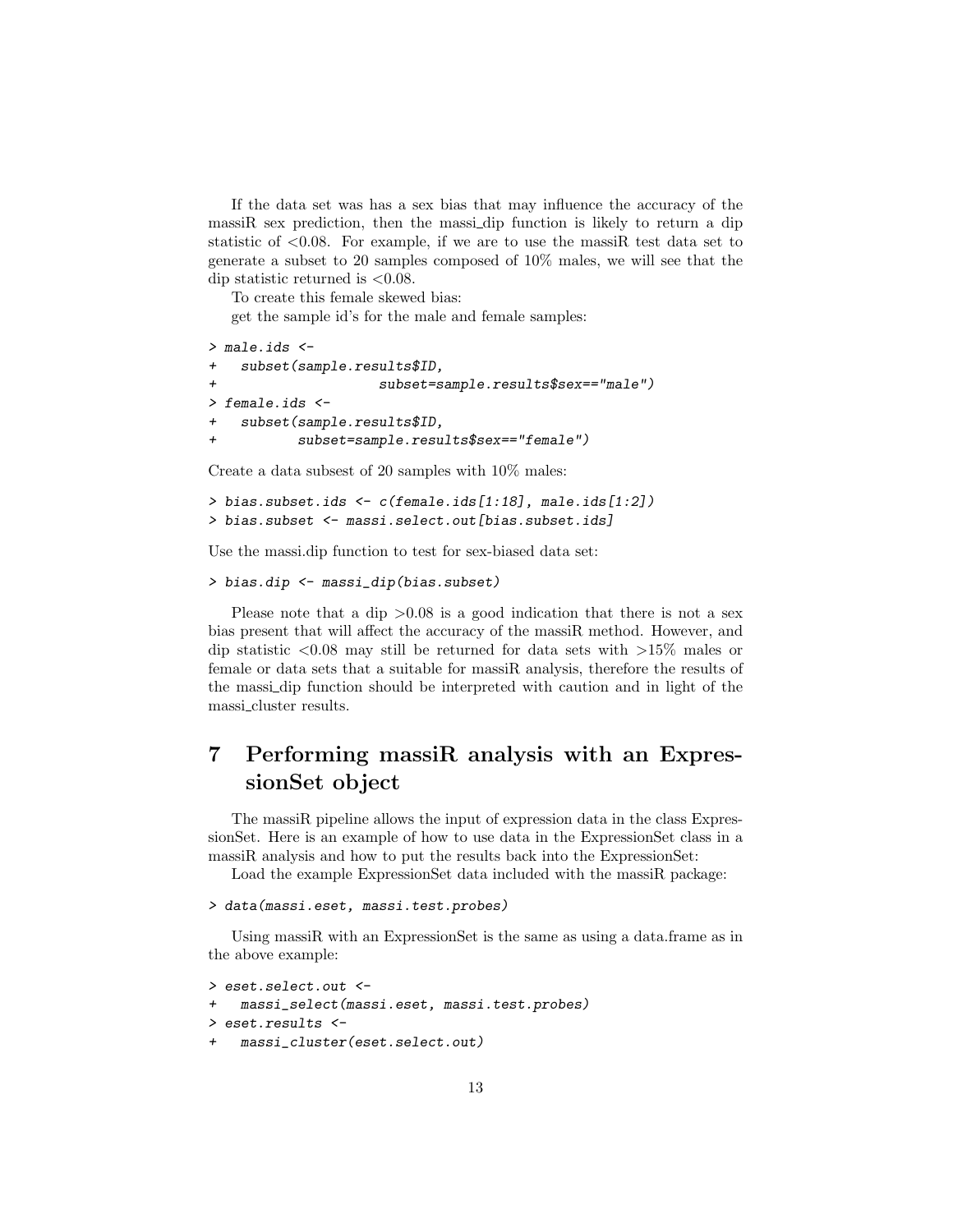If the data set was has a sex bias that may influence the accuracy of the massiR sex prediction, then the massi_dip function is likely to return a dip statistic of <0.08. For example, if we are to use the massiR test data set to generate a subset to 20 samples composed of 10% males, we will see that the dip statistic returned is <0.08.

To create this female skewed bias:

get the sample id's for the male and female samples:

```
> male.ids <-
+   subset(sample.results$ID,
+                    subset=sample.results$sex=="male")
> female.ids <-
+   subset(sample.results$ID,
+          subset=sample.results$sex=="female")
```

Create a data subsest of 20 samples with 10% males:

```
> bias.subset.ids <- c(female.ids[1:18], male.ids[1:2])
> bias.subset <- massi.select.out[bias.subset.ids]
```

Use the massi.dip function to test for sex-biased data set:

```
> bias.dip <- massi_dip(bias.subset)
```

Please note that a dip >0.08 is a good indication that there is not a sex bias present that will affect the accuracy of the massiR method. However, and dip statistic <0.08 may still be returned for data sets with >15% males or female or data sets that a suitable for massiR analysis, therefore the results of the massi_dip function should be interpreted with caution and in light of the massi_cluster results.

# 7 Performing massiR analysis with an ExpressionSet object

The massiR pipeline allows the input of expression data in the class ExpressionSet. Here is an example of how to use data in the ExpressionSet class in a massiR analysis and how to put the results back into the ExpressionSet:

Load the example ExpressionSet data included with the massiR package:

```
> data(massi.eset, massi.test.probes)
```

Using massiR with an ExpressionSet is the same as using a data.frame as in the above example:

```
> eset.select.out <-
+   massi_select(massi.eset, massi.test.probes)
> eset.results <-
+   massi_cluster(eset.select.out)
```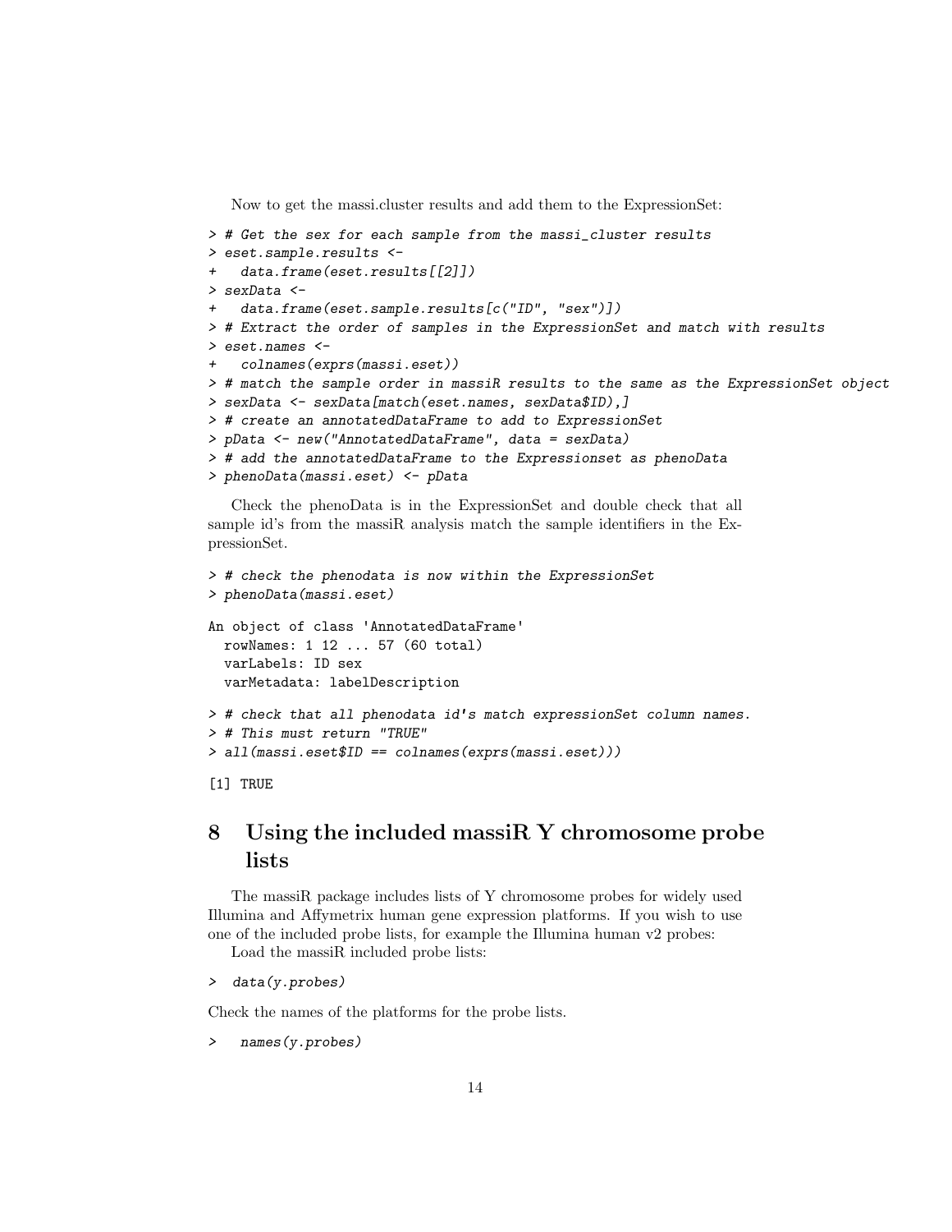Now to get the massi.cluster results and add them to the ExpressionSet:

```
> # Get the sex for each sample from the massi_cluster results
> eset.sample.results <-
+   data.frame(eset.results[[2]])
> sexData <-
+   data.frame(eset.sample.results[c("ID", "sex")])
> # Extract the order of samples in the ExpressionSet and match with results
> eset.names <-
+   colnames(exprs(massi.eset))
> # match the sample order in massiR results to the same as the ExpressionSet object
> sexData <- sexData[match(eset.names, sexData$ID),]
> # create an annotatedDataFrame to add to ExpressionSet
> pData <- new("AnnotatedDataFrame", data = sexData)
> # add the annotatedDataFrame to the Expressionset as phenoData
> phenoData(massi.eset) <- pData
```

Check the phenoData is in the ExpressionSet and double check that all sample id's from the massiR analysis match the sample identifiers in the ExpressionSet.

```
> # check the phenodata is now within the ExpressionSet
> phenoData(massi.eset)

An object of class 'AnnotatedDataFrame'
  rowNames: 1 12 ... 57 (60 total)
  varLabels: ID sex
  varMetadata: labelDescription

> # check that all phenodata id's match expressionSet column names.
> # This must return "TRUE"
> all(massi.eset$ID == colnames(exprs(massi.eset)))

[1] TRUE
```

# 8 Using the included massiR Y chromosome probe lists

The massiR package includes lists of Y chromosome probes for widely used Illumina and Affymetrix human gene expression platforms. If you wish to use one of the included probe lists, for example the Illumina human v2 probes:

Load the massiR included probe lists:

```
>  data(y.probes)
```

Check the names of the platforms for the probe lists.

```
>   names(y.probes)
```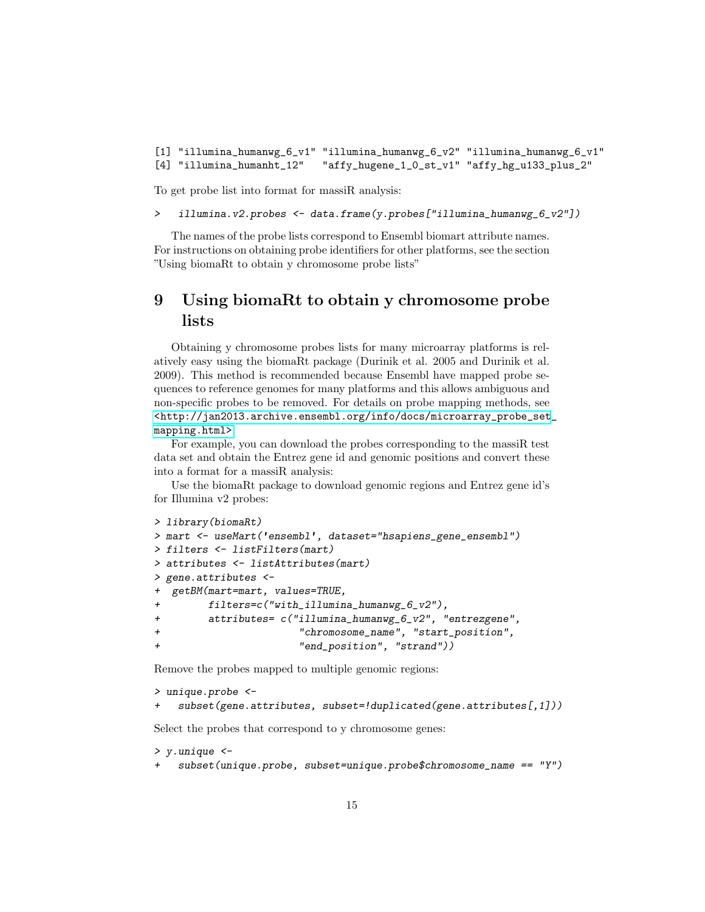```
[1] "illumina_humanwg_6_v1" "illumina_humanwg_6_v2" "illumina_humanwg_6_v1"
[4] "illumina_humanht_12"   "affy_hugene_1_0_st_v1" "affy_hg_u133_plus_2"
```

To get probe list into format for massiR analysis:

```
>   illumina.v2.probes <- data.frame(y.probes["illumina_humanwg_6_v2"])
```

The names of the probe lists correspond to Ensembl biomart attribute names. For instructions on obtaining probe identifiers for other platforms, see the section "Using biomaRt to obtain y chromosome probe lists"

# 9 Using biomaRt to obtain y chromosome probe lists

Obtaining y chromosome probes lists for many microarray platforms is relatively easy using the biomaRt package (Durinik et al. 2005 and Durinik et al. 2009). This method is recommended because Ensembl have mapped probe sequences to reference genomes for many platforms and this allows ambiguous and non-specific probes to be removed. For details on probe mapping methods, see <http://jan2013.archive.ensembl.org/info/docs/microarray_probe_set_mapping.html>

For example, you can download the probes corresponding to the massiR test data set and obtain the Entrez gene id and genomic positions and convert these into a format for a massiR analysis:

Use the biomaRt package to download genomic regions and Entrez gene id's for Illumina v2 probes:

```
> library(biomaRt)
> mart <- useMart('ensembl', dataset="hsapiens_gene_ensembl")
> filters <- listFilters(mart)
> attributes <- listAttributes(mart)
> gene.attributes <-
+  getBM(mart=mart, values=TRUE,
+        filters=c("with_illumina_humanwg_6_v2"),
+        attributes= c("illumina_humanwg_6_v2", "entrezgene",
+                      "chromosome_name", "start_position",
+                      "end_position", "strand"))
```

Remove the probes mapped to multiple genomic regions:

```
> unique.probe <-
+   subset(gene.attributes, subset=!duplicated(gene.attributes[,1]))
```

Select the probes that correspond to y chromosome genes:

```
> y.unique <-
+   subset(unique.probe, subset=unique.probe$chromosome_name == "Y")
```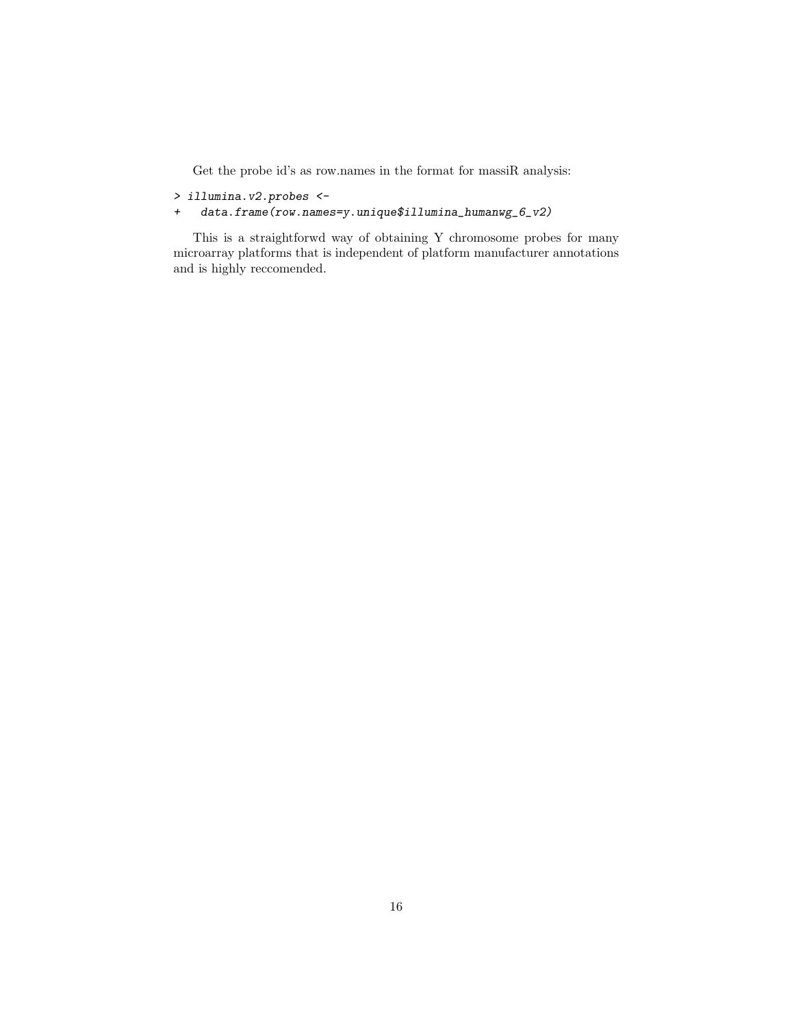Get the probe id's as row.names in the format for massiR analysis:

```
> illumina.v2.probes <-
+   data.frame(row.names=y.unique$illumina_humanwg_6_v2)
```

This is a straightforwd way of obtaining Y chromosome probes for many microarray platforms that is independent of platform manufacturer annotations and is highly reccomended.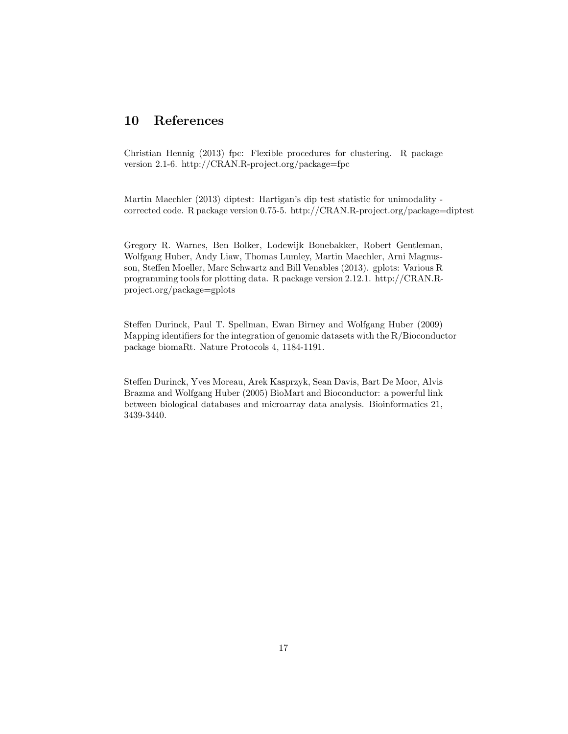# 10 References

Christian Hennig (2013) fpc: Flexible procedures for clustering. R package version 2.1-6. http://CRAN.R-project.org/package=fpc

Martin Maechler (2013) diptest: Hartigan's dip test statistic for unimodality - corrected code. R package version 0.75-5. http://CRAN.R-project.org/package=diptest

Gregory R. Warnes, Ben Bolker, Lodewijk Bonebakker, Robert Gentleman, Wolfgang Huber, Andy Liaw, Thomas Lumley, Martin Maechler, Arni Magnusson, Steffen Moeller, Marc Schwartz and Bill Venables (2013). gplots: Various R programming tools for plotting data. R package version 2.12.1. http://CRAN.R-project.org/package=gplots

Steffen Durinck, Paul T. Spellman, Ewan Birney and Wolfgang Huber (2009) Mapping identifiers for the integration of genomic datasets with the R/Bioconductor package biomaRt. Nature Protocols 4, 1184-1191.

Steffen Durinck, Yves Moreau, Arek Kasprzyk, Sean Davis, Bart De Moor, Alvis Brazma and Wolfgang Huber (2005) BioMart and Bioconductor: a powerful link between biological databases and microarray data analysis. Bioinformatics 21, 3439-3440.